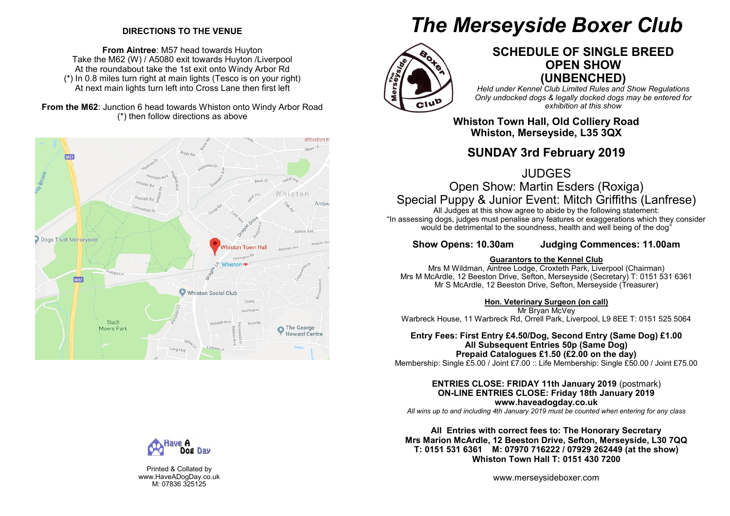## DIRECTIONS TO THE VENUE

**From Aintree**: M57 head towards Huyton
Take the M62 (W) / A5080 exit towards Huyton /Liverpool
At the roundabout take the 1st exit onto Windy Arbor Rd
(*) In 0.8 miles turn right at main lights (Tesco is on your right)
At next main lights turn left into Cross Lane then first left

**From the M62**: Junction 6 head towards Whiston onto Windy Arbor Road
(*) then follow directions as above

Printed & Collated by
www.HaveADogDay.co.uk
M: 07836 325125

# The Merseyside Boxer Club

## SCHEDULE OF SINGLE BREED OPEN SHOW (UNBENCHED)

*Held under Kennel Club Limited Rules and Show Regulations*
*Only undocked dogs & legally docked dogs may be entered for exhibition at this show*

**Whiston Town Hall, Old Colliery Road**
**Whiston, Merseyside, L35 3QX**

## SUNDAY 3rd February 2019

### JUDGES

Open Show: Martin Esders (Roxiga)
Special Puppy & Junior Event: Mitch Griffiths (Lanfrese)

All Judges at this show agree to abide by the following statement:
"In assessing dogs, judges must penalise any features or exaggerations which they consider would be detrimental to the soundness, health and well being of the dog"

**Show Opens: 10.30am**  **Judging Commences: 11.00am**

**Guarantors to the Kennel Club**

Mrs M Wildman, Aintree Lodge, Croxteth Park, Liverpool (Chairman)
Mrs M McArdle, 12 Beeston Drive, Sefton, Merseyside (Secretary) T: 0151 531 6361
Mr S McArdle, 12 Beeston Drive, Sefton, Merseyside (Treasurer)

**Hon. Veterinary Surgeon (on call)**

Mr Bryan McVey
Warbreck House, 11 Warbreck Rd, Orrell Park, Liverpool, L9 8EE T: 0151 525 5064

**Entry Fees: First Entry £4.50/Dog, Second Entry (Same Dog) £1.00**
**All Subsequent Entries 50p (Same Dog)**
**Prepaid Catalogues £1.50 (£2.00 on the day)**
Membership: Single £5.00 / Joint £7.00 :: Life Membership: Single £50.00 / Joint £75.00

**ENTRIES CLOSE: FRIDAY 11th January 2019** (postmark)
**ON-LINE ENTRIES CLOSE: Friday 18th January 2019**
**www.haveadogday.co.uk**
*All wins up to and including 4th January 2019 must be counted when entering for any class*

**All Entries with correct fees to: The Honorary Secretary**
**Mrs Marion McArdle, 12 Beeston Drive, Sefton, Merseyside, L30 7QQ**
**T: 0151 531 6361  M: 07970 716222 / 07929 262449 (at the show)**
**Whiston Town Hall T: 0151 430 7200**

www.merseysideboxer.com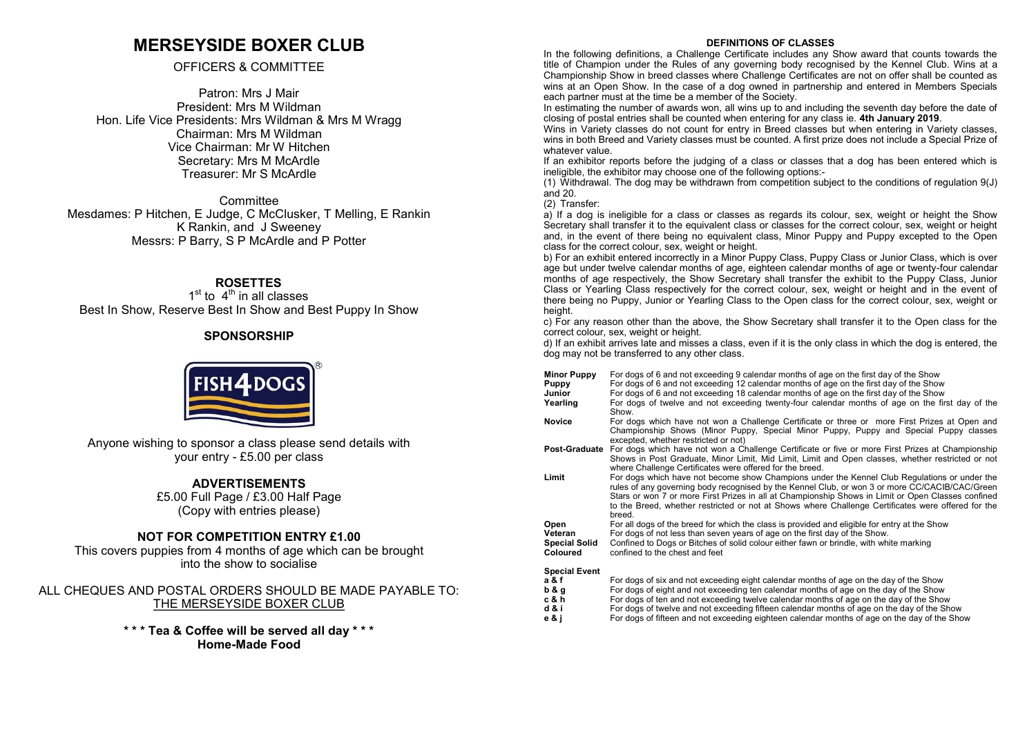# MERSEYSIDE BOXER CLUB

OFFICERS & COMMITTEE

Patron: Mrs J Mair
President: Mrs M Wildman
Hon. Life Vice Presidents: Mrs Wildman & Mrs M Wragg
Chairman: Mrs M Wildman
Vice Chairman: Mr W Hitchen
Secretary: Mrs M McArdle
Treasurer: Mr S McArdle

Committee
Mesdames: P Hitchen, E Judge, C McClusker, T Melling, E Rankin
K Rankin, and J Sweeney
Messrs: P Barry, S P McArdle and P Potter

**ROSETTES**

1st to 4th in all classes
Best In Show, Reserve Best In Show and Best Puppy In Show

**SPONSORSHIP**

FISH4DOGS

Anyone wishing to sponsor a class please send details with your entry - £5.00 per class

**ADVERTISEMENTS**

£5.00 Full Page / £3.00 Half Page
(Copy with entries please)

**NOT FOR COMPETITION ENTRY £1.00**

This covers puppies from 4 months of age which can be brought into the show to socialise

ALL CHEQUES AND POSTAL ORDERS SHOULD BE MADE PAYABLE TO:
THE MERSEYSIDE BOXER CLUB

**\* \* \* Tea & Coffee will be served all day \* \* \***
**Home-Made Food**

**DEFINITIONS OF CLASSES**

In the following definitions, a Challenge Certificate includes any Show award that counts towards the title of Champion under the Rules of any governing body recognised by the Kennel Club. Wins at a Championship Show in breed classes where Challenge Certificates are not on offer shall be counted as wins at an Open Show. In the case of a dog owned in partnership and entered in Members Specials each partner must at the time be a member of the Society.

In estimating the number of awards won, all wins up to and including the seventh day before the date of closing of postal entries shall be counted when entering for any class ie. **4th January 2019**.

Wins in Variety classes do not count for entry in Breed classes but when entering in Variety classes, wins in both Breed and Variety classes must be counted. A first prize does not include a Special Prize of whatever value.

If an exhibitor reports before the judging of a class or classes that a dog has been entered which is ineligible, the exhibitor may choose one of the following options:-

(1) Withdrawal. The dog may be withdrawn from competition subject to the conditions of regulation 9(J) and 20.

(2) Transfer:

a) If a dog is ineligible for a class or classes as regards its colour, sex, weight or height the Show Secretary shall transfer it to the equivalent class or classes for the correct colour, sex, weight or height and, in the event of there being no equivalent class, Minor Puppy and Puppy excepted to the Open class for the correct colour, sex, weight or height.

b) For an exhibit entered incorrectly in a Minor Puppy Class, Puppy Class or Junior Class, which is over age but under twelve calendar months of age, eighteen calendar months of age or twenty-four calendar months of age respectively, the Show Secretary shall transfer the exhibit to the Puppy Class, Junior Class or Yearling Class respectively for the correct colour, sex, weight or height and in the event of there being no Puppy, Junior or Yearling Class to the Open class for the correct colour, sex, weight or height.

c) For any reason other than the above, the Show Secretary shall transfer it to the Open class for the correct colour, sex, weight or height.

d) If an exhibit arrives late and misses a class, even if it is the only class in which the dog is entered, the dog may not be transferred to any other class.

| | |
|---|---|
| **Minor Puppy** | For dogs of 6 and not exceeding 9 calendar months of age on the first day of the Show |
| **Puppy** | For dogs of 6 and not exceeding 12 calendar months of age on the first day of the Show |
| **Junior** | For dogs of 6 and not exceeding 18 calendar months of age on the first day of the Show |
| **Yearling** | For dogs of twelve and not exceeding twenty-four calendar months of age on the first day of the Show. |
| **Novice** | For dogs which have not won a Challenge Certificate or three or more First Prizes at Open and Championship Shows (Minor Puppy, Special Minor Puppy, Puppy and Special Puppy classes excepted, whether restricted or not) |
| **Post-Graduate** | For dogs which have not won a Challenge Certificate or five or more First Prizes at Championship Shows in Post Graduate, Minor Limit, Mid Limit, Limit and Open classes, whether restricted or not where Challenge Certificates were offered for the breed. |
| **Limit** | For dogs which have not become show Champions under the Kennel Club Regulations or under the rules of any governing body recognised by the Kennel Club, or won 3 or more CC/CACIB/CAC/Green Stars or won 7 or more First Prizes in all at Championship Shows in Limit or Open Classes confined to the Breed, whether restricted or not at Shows where Challenge Certificates were offered for the breed. |
| **Open** | For all dogs of the breed for which the class is provided and eligible for entry at the Show |
| **Veteran** | For dogs of not less than seven years of age on the first day of the Show. |
| **Special Solid Coloured** | Confined to Dogs or Bitches of solid colour either fawn or brindle, with white marking confined to the chest and feet |

**Special Event**

| | |
|---|---|
| **a & f** | For dogs of six and not exceeding eight calendar months of age on the day of the Show |
| **b & g** | For dogs of eight and not exceeding ten calendar months of age on the day of the Show |
| **c & h** | For dogs of ten and not exceeding twelve calendar months of age on the day of the Show |
| **d & i** | For dogs of twelve and not exceeding fifteen calendar months of age on the day of the Show |
| **e & j** | For dogs of fifteen and not exceeding eighteen calendar months of age on the day of the Show |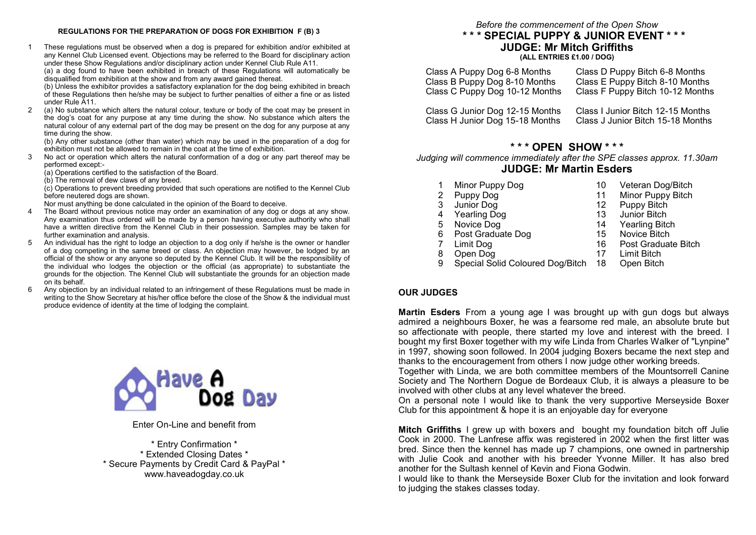#### REGULATIONS FOR THE PREPARATION OF DOGS FOR EXHIBITION F (B) 3

1. These regulations must be observed when a dog is prepared for exhibition and/or exhibited at any Kennel Club Licensed event. Objections may be referred to the Board for disciplinary action under these Show Regulations and/or disciplinary action under Kennel Club Rule A11.
   (a) a dog found to have been exhibited in breach of these Regulations will automatically be disqualified from exhibition at the show and from any award gained thereat.
   (b) Unless the exhibitor provides a satisfactory explanation for the dog being exhibited in breach of these Regulations then he/she may be subject to further penalties of either a fine or as listed under Rule A11.
2. (a) No substance which alters the natural colour, texture or body of the coat may be present in the dog's coat for any purpose at any time during the show. No substance which alters the natural colour of any external part of the dog may be present on the dog for any purpose at any time during the show.
   (b) Any other substance (other than water) which may be used in the preparation of a dog for exhibition must not be allowed to remain in the coat at the time of exhibition.
3. No act or operation which alters the natural conformation of a dog or any part thereof may be performed except:-
   (a) Operations certified to the satisfaction of the Board.
   (b) The removal of dew claws of any breed.
   (c) Operations to prevent breeding provided that such operations are notified to the Kennel Club before neutered dogs are shown.
   Nor must anything be done calculated in the opinion of the Board to deceive.
4. The Board without previous notice may order an examination of any dog or dogs at any show. Any examination thus ordered will be made by a person having executive authority who shall have a written directive from the Kennel Club in their possession. Samples may be taken for further examination and analysis.
5. An individual has the right to lodge an objection to a dog only if he/she is the owner or handler of a dog competing in the same breed or class. An objection may however, be lodged by an official of the show or any anyone so deputed by the Kennel Club. It will be the responsibility of the individual who lodges the objection or the official (as appropriate) to substantiate the grounds for the objection. The Kennel Club will substantiate the grounds for an objection made on its behalf.
6. Any objection by an individual related to an infringement of these Regulations must be made in writing to the Show Secretary at his/her office before the close of the Show & the individual must produce evidence of identity at the time of lodging the complaint.

Have A Dog Day

Enter On-Line and benefit from

\* Entry Confirmation \*
\* Extended Closing Dates \*
\* Secure Payments by Credit Card & PayPal \*
www.haveadogday.co.uk

*Before the commencement of the Open Show*

## * * * SPECIAL PUPPY & JUNIOR EVENT * * *

### JUDGE: Mr Mitch Griffiths

**(ALL ENTRIES £1.00 / DOG)**

| | |
|---|---|
| Class A Puppy Dog 6-8 Months | Class D Puppy Bitch 6-8 Months |
| Class B Puppy Dog 8-10 Months | Class E Puppy Bitch 8-10 Months |
| Class C Puppy Dog 10-12 Months | Class F Puppy Bitch 10-12 Months |
| Class G Junior Dog 12-15 Months | Class I Junior Bitch 12-15 Months |
| Class H Junior Dog 15-18 Months | Class J Junior Bitch 15-18 Months |

## * * * OPEN SHOW * * *

*Judging will commence immediately after the SPE classes approx. 11.30am*

### JUDGE: Mr Martin Esders

| | | | |
|---|---|---|---|
| 1 | Minor Puppy Dog | 10 | Veteran Dog/Bitch |
| 2 | Puppy Dog | 11 | Minor Puppy Bitch |
| 3 | Junior Dog | 12 | Puppy Bitch |
| 4 | Yearling Dog | 13 | Junior Bitch |
| 5 | Novice Dog | 14 | Yearling Bitch |
| 6 | Post Graduate Dog | 15 | Novice Bitch |
| 7 | Limit Dog | 16 | Post Graduate Bitch |
| 8 | Open Dog | 17 | Limit Bitch |
| 9 | Special Solid Coloured Dog/Bitch | 18 | Open Bitch |

### OUR JUDGES

**Martin Esders** From a young age I was brought up with gun dogs but always admired a neighbours Boxer, he was a fearsome red male, an absolute brute but so affectionate with people, there started my love and interest with the breed. I bought my first Boxer together with my wife Linda from Charles Walker of "Lynpine" in 1997, showing soon followed. In 2004 judging Boxers became the next step and thanks to the encouragement from others I now judge other working breeds.
Together with Linda, we are both committee members of the Mountsorrell Canine Society and The Northern Dogue de Bordeaux Club, it is always a pleasure to be involved with other clubs at any level whatever the breed.
On a personal note I would like to thank the very supportive Merseyside Boxer Club for this appointment & hope it is an enjoyable day for everyone

**Mitch Griffiths** I grew up with boxers and bought my foundation bitch off Julie Cook in 2000. The Lanfrese affix was registered in 2002 when the first litter was bred. Since then the kennel has made up 7 champions, one owned in partnership with Julie Cook and another with his breeder Yvonne Miller. It has also bred another for the Sultash kennel of Kevin and Fiona Godwin.
I would like to thank the Merseyside Boxer Club for the invitation and look forward to judging the stakes classes today.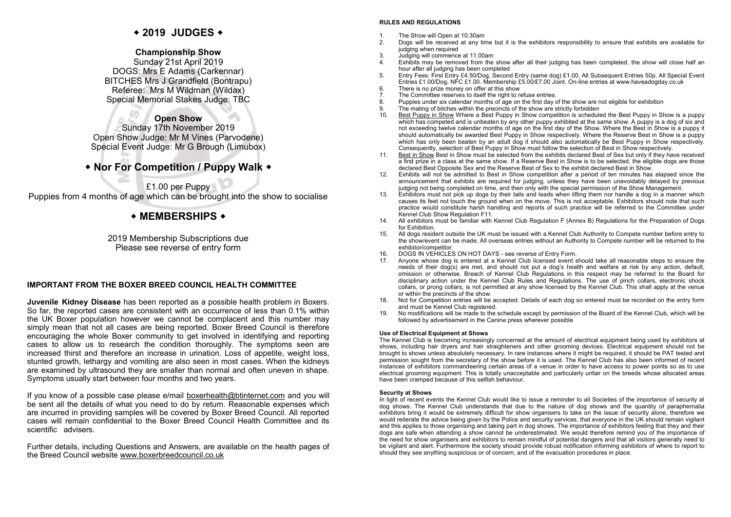## ◆ 2019 JUDGES ◆

### Championship Show

Sunday 21st April 2019
DOGS: Mrs E Adams (Carkennar)
BITCHES Mrs J Grandfield (Bontrapu)
Referee: Mrs M Wildman (Wildax)
Special Memorial Stakes Judge: TBC

### Open Show

Sunday 17th November 2019
Open Show Judge: Mr M Vines (Parvodene)
Special Event Judge: Mr G Brough (Limubox)

## ◆ Nor For Competition / Puppy Walk ◆

£1.00 per Puppy
Puppies from 4 months of age which can be brought into the show to socialise

## ◆ MEMBERSHIPS ◆

2019 Membership Subscriptions due
Please see reverse of entry form

### IMPORTANT FROM THE BOXER BREED COUNCIL HEALTH COMMITTEE

**Juvenile Kidney Disease** has been reported as a possible health problem in Boxers. So far, the reported cases are consistent with an occurrence of less than 0.1% within the UK Boxer population however we cannot be complacent and this number may simply mean that not all cases are being reported. Boxer Breed Council is therefore encouraging the whole Boxer community to get involved in identifying and reporting cases to allow us to research the condition thoroughly. The symptoms seen are increased thirst and therefore an increase in urination. Loss of appetite, weight loss, stunted growth, lethargy and vomiting are also seen in most cases. When the kidneys are examined by ultrasound they are smaller than normal and often uneven in shape. Symptoms usually start between four months and two years.

If you know of a possible case please e/mail boxerhealth@btinternet.com and you will be sent all the details of what you need to do by return. Reasonable expenses which are incurred in providing samples will be covered by Boxer Breed Council. All reported cases will remain confidential to the Boxer Breed Council Health Committee and its scientific advisers.

Further details, including Questions and Answers, are available on the health pages of the Breed Council website www.boxerbreedcouncil.co.uk

### RULES AND REGULATIONS

1. The Show will Open at 10.30am
2. Dogs will be received at any time but it is the exhibitors responsibility to ensure that exhibits are available for judging when required
3. Judging will commence at 11.00am
4. Exhibits may be removed from the show after all their judging has been completed, the show will close half an hour after all judging has been completed
5. Entry Fees: First Entry £4.50/Dog, Second Entry (same dog) £1.00, All Subsequent Entries 50p. All Special Event Entries £1.00/Dog. NFC £1.00. Membership £5.00/£7.00 Joint. On-line entries at www.haveadogday.co.uk
6. There is no prize money on offer at this show
7. The Committee reserves to itself the right to refuse entries.
8. Puppies under six calendar months of age on the first day of the show are not eligible for exhibition
9. The mating of bitches within the precincts of the show are strictly forbidden
10. Best Puppy in Show Where a Best Puppy in Show competition is scheduled the Best Puppy in Show is a puppy which has competed and is unbeaten by any other puppy exhibited at the same show. A puppy is a dog of six and not exceeding twelve calendar months of age on the first day of the Show. Where the Best in Show is a puppy it should automatically be awarded Best Puppy in Show respectively. Where the Reserve Best in Show is a puppy which has only been beaten by an adult dog it should also automatically be Best Puppy in Show respectively. Consequently, selection of Best Puppy in Show must follow the selection of Best in Show respectively.
11. Best in Show Best in Show must be selected from the exhibits declared Best of Sex but only if they have received a first prize in a class at the same show. If a Reserve Best in Show is to be selected, the eligible dogs are those declared Best Opposite Sex and the Reserve Best of Sex to the exhibit declared Best in Show.
12. Exhibits will not be admitted to Best in Show competition after a period of ten minutes has elapsed since the announcement that exhibits are required for judging, unless they have been unavoidably delayed by previous judging not being completed on time, and then only with the special permission of the Show Management.
13. Exhibitors must not pick up dogs by their tails and leads when lifting them nor handle a dog in a manner which causes its feet not touch the ground when on the move. This is not acceptable. Exhibitors should note that such practice would constitute harsh handling and reports of such practice will be referred to the Committee under Kennel Club Show Regulation F11.
14. All exhibitors must be familiar with Kennel Club Regulation F (Annex B) Regulations for the Preparation of Dogs for Exhibition.
15. All dogs resident outside the UK must be issued with a Kennel Club Authority to Compete number before entry to the show/event can be made. All overseas entries without an Authority to Compete number will be returned to the exhibitor/competitor.
16. DOGS IN VEHICLES ON HOT DAYS - see reverse of Entry Form.
17. Anyone whose dog is entered at a Kennel Club licensed event should take all reasonable steps to ensure the needs of their dog(s) are met, and should not put a dog's health and welfare at risk by any action, default, omission or otherwise. Breach of Kennel Club Regulations in this respect may be referred to the Board for disciplinary action under the Kennel Club Rules and Regulations. The use of pinch collars, electronic shock collars, or prong collars, is not permitted at any show licensed by the Kennel Club. This shall apply at the venue or within the precincts of the show.
18. Not for Competition entries will be accepted. Details of each dog so entered must be recorded on the entry form and must be Kennel Club registered.
19. No modifications will be made to the schedule except by permission of the Board of the Kennel Club, which will be followed by advertisement in the Canine press wherever possible

#### Use of Electrical Equipment at Shows

The Kennel Club is becoming increasingly concerned at the amount of electrical equipment being used by exhibitors at shows, including hair dryers and hair straighteners and other grooming devices. Electrical equipment should not be brought to shows unless absolutely necessary. In rare instances where it might be required, it should be PAT tested and permission sought from the secretary of the show before it is used. The Kennel Club has also been informed of recent instances of exhibitors commandeering certain areas of a venue in order to have access to power points so as to use electrical grooming equipment. This is totally unacceptable and particularly unfair on the breeds whose allocated areas have been cramped because of this selfish behaviour.

#### Security at Shows

In light of recent events the Kennel Club would like to issue a reminder to all Societies of the importance of security at dog shows. The Kennel Club understands that due to the nature of dog shows and the quantity of paraphernalia exhibitors bring it would be extremely difficult for show organisers to take on the issue of security alone, therefore we would reiterate the advice being given by the Police and security services, that everyone in the UK should remain vigilant and this applies to those organising and taking part in dog shows. The importance of exhibitors feeling that they and their dogs are safe when attending a show cannot be underestimated. We would therefore remind you of the importance of the need for show organisers and exhibitors to remain mindful of potential dangers and that all visitors generally need to be vigilant and alert. Furthermore the society should provide robust notification informing exhibitors of where to report to should they see anything suspicious or of concern, and of the evacuation procedures in place.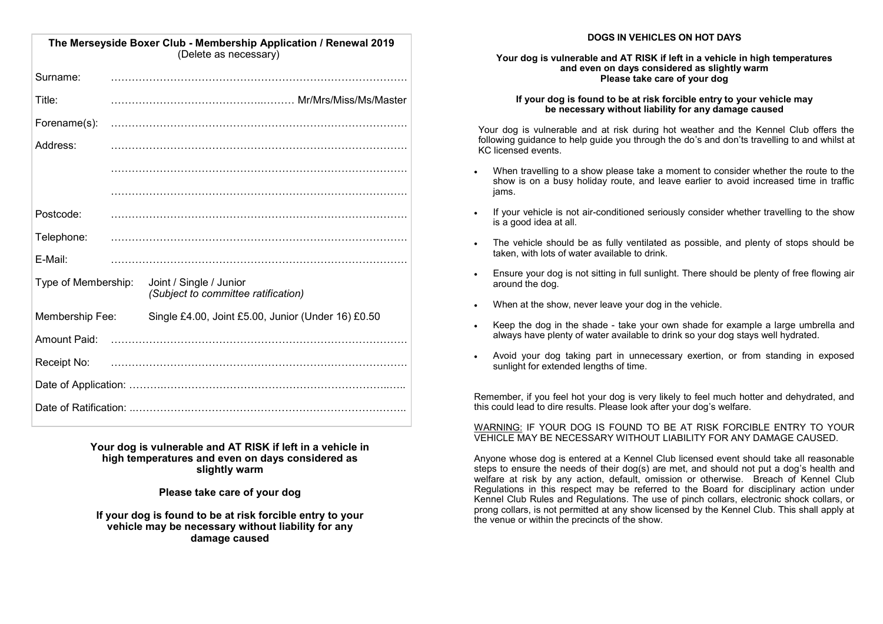## The Merseyside Boxer Club - Membership Application / Renewal 2019

(Delete as necessary)

Surname: …………………………………………………………………………

Title: ……………………………………..……… Mr/Mrs/Miss/Ms/Master

Forename(s): …………………………………………………………………………

Address: …………………………………………………………………………

…………………………………………………………………………

…………………………………………………………………………

Postcode: …………………………………………………………………………

Telephone: …………………………………………………………………………

E-Mail: …………………………………………………………………………

Type of Membership: Joint / Single / Junior
*(Subject to committee ratification)*

Membership Fee: Single £4.00, Joint £5.00, Junior (Under 16) £0.50

Amount Paid: …………………………………………………………………………

Receipt No: …………………………………………………………………………

Date of Application: …………………………………………………………………..…..

Date of Ratification: ..………………………………………………………………………..

**Your dog is vulnerable and AT RISK if left in a vehicle in high temperatures and even on days considered as slightly warm**

**Please take care of your dog**

**If your dog is found to be at risk forcible entry to your vehicle may be necessary without liability for any damage caused**

### DOGS IN VEHICLES ON HOT DAYS

**Your dog is vulnerable and AT RISK if left in a vehicle in high temperatures and even on days considered as slightly warm**
**Please take care of your dog**

**If your dog is found to be at risk forcible entry to your vehicle may be necessary without liability for any damage caused**

Your dog is vulnerable and at risk during hot weather and the Kennel Club offers the following guidance to help guide you through the do's and don'ts travelling to and whilst at KC licensed events.

- When travelling to a show please take a moment to consider whether the route to the show is on a busy holiday route, and leave earlier to avoid increased time in traffic jams.
- If your vehicle is not air-conditioned seriously consider whether travelling to the show is a good idea at all.
- The vehicle should be as fully ventilated as possible, and plenty of stops should be taken, with lots of water available to drink.
- Ensure your dog is not sitting in full sunlight. There should be plenty of free flowing air around the dog.
- When at the show, never leave your dog in the vehicle.
- Keep the dog in the shade - take your own shade for example a large umbrella and always have plenty of water available to drink so your dog stays well hydrated.
- Avoid your dog taking part in unnecessary exertion, or from standing in exposed sunlight for extended lengths of time.

Remember, if you feel hot your dog is very likely to feel much hotter and dehydrated, and this could lead to dire results. Please look after your dog's welfare.

WARNING: IF YOUR DOG IS FOUND TO BE AT RISK FORCIBLE ENTRY TO YOUR VEHICLE MAY BE NECESSARY WITHOUT LIABILITY FOR ANY DAMAGE CAUSED.

Anyone whose dog is entered at a Kennel Club licensed event should take all reasonable steps to ensure the needs of their dog(s) are met, and should not put a dog's health and welfare at risk by any action, default, omission or otherwise. Breach of Kennel Club Regulations in this respect may be referred to the Board for disciplinary action under Kennel Club Rules and Regulations. The use of pinch collars, electronic shock collars, or prong collars, is not permitted at any show licensed by the Kennel Club. This shall apply at the venue or within the precincts of the show.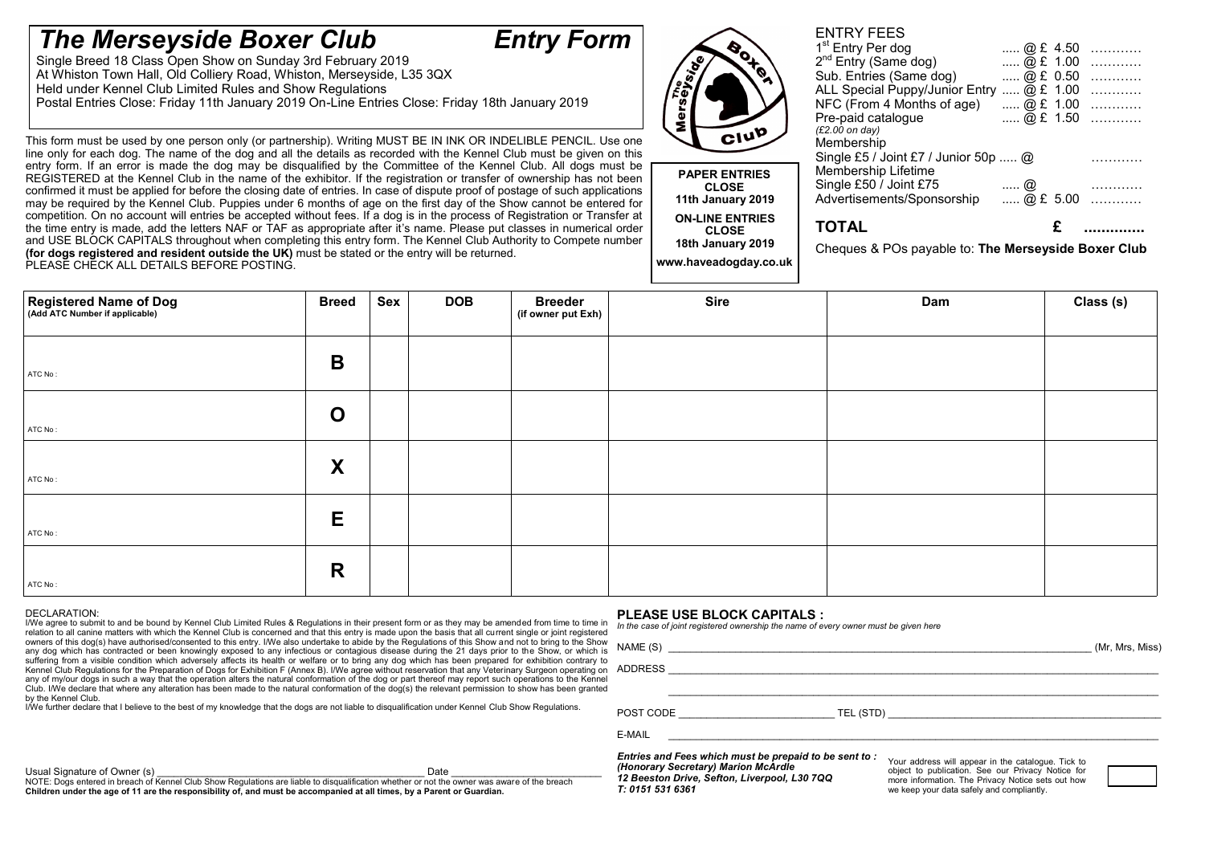# The Merseyside Boxer Club — Entry Form

Single Breed 18 Class Open Show on Sunday 3rd February 2019
At Whiston Town Hall, Old Colliery Road, Whiston, Merseyside, L35 3QX
Held under Kennel Club Limited Rules and Show Regulations
Postal Entries Close: Friday 11th January 2019 On-Line Entries Close: Friday 18th January 2019

This form must be used by one person only (or partnership). Writing MUST BE IN INK OR INDELIBLE PENCIL. Use one line only for each dog. The name of the dog and all the details as recorded with the Kennel Club must be given on this entry form. If an error is made the dog may be disqualified by the Committee of the Kennel Club. All dogs must be REGISTERED at the Kennel Club in the name of the exhibitor. If the registration or transfer of ownership has not been confirmed it must be applied for before the closing date of entries. In case of dispute proof of postage of such applications may be required by the Kennel Club. Puppies under 6 months of age on the first day of the Show cannot be entered for competition. On no account will entries be accepted without fees. If a dog is in the process of Registration or Transfer at the time entry is made, add the letters NAF or TAF as appropriate after it's name. Please put classes in numerical order and USE BLOCK CAPITALS throughout when completing this entry form. The Kennel Club Authority to Compete number **(for dogs registered and resident outside the UK)** must be stated or the entry will be returned.
PLEASE CHECK ALL DETAILS BEFORE POSTING.

**PAPER ENTRIES CLOSE 11th January 2019**

**ON-LINE ENTRIES CLOSE 18th January 2019**

**www.haveadogday.co.uk**

## ENTRY FEES

| | | |
|---|---|---|
| 1st Entry Per dog | ..... @ £ 4.50 | ………… |
| 2nd Entry (Same dog) | ..... @ £ 1.00 | ………… |
| Sub. Entries (Same dog) | ..... @ £ 0.50 | ………… |
| ALL Special Puppy/Junior Entry | ..... @ £ 1.00 | ………… |
| NFC (From 4 Months of age) | ..... @ £ 1.00 | ………… |
| Pre-paid catalogue *(£2.00 on day)* | ..... @ £ 1.50 | ………… |
| Membership Single £5 / Joint £7 / Junior 50p | ..... @ | ………… |
| Membership Lifetime Single £50 / Joint £75 | ..... @ | ………… |
| Advertisements/Sponsorship | ..... @ £ 5.00 | ………… |
| **TOTAL** | **£** | **.............** |

Cheques & POs payable to: **The Merseyside Boxer Club**

| Registered Name of Dog (Add ATC Number if applicable) | Breed | Sex | DOB | Breeder (if owner put Exh) | Sire | Dam | Class (s) |
|---|---|---|---|---|---|---|---|
| ATC No : | B | | | | | | |
| ATC No : | O | | | | | | |
| ATC No : | X | | | | | | |
| ATC No : | E | | | | | | |
| ATC No : | R | | | | | | |

DECLARATION:
I/We agree to submit to and be bound by Kennel Club Limited Rules & Regulations in their present form or as they may be amended from time to time in relation to all canine matters with which the Kennel Club is concerned and that this entry is made upon the basis that all current single or joint registered owners of this dog(s) have authorised/consented to this entry. I/We also undertake to abide by the Regulations of this Show and not to bring to the Show any dog which has contracted or been knowingly exposed to any infectious or contagious disease during the 21 days prior to the Show, or which is suffering from a visible condition which adversely affects its health or welfare or to bring any dog which has been prepared for exhibition contrary to Kennel Club Regulations for the Preparation of Dogs for Exhibition F (Annex B). I/We agree without reservation that any Veterinary Surgeon operating on any of my/our dogs in such a way that the operation alters the natural conformation of the dog or part thereof may report such operations to the Kennel Club. I/We declare that where any alteration has been made to the natural conformation of the dog(s) the relevant permission to show has been granted by the Kennel Club.
I/We further declare that I believe to the best of my knowledge that the dogs are not liable to disqualification under Kennel Club Show Regulations.

Usual Signature of Owner (s) ______________________________ Date ______________

NOTE: Dogs entered in breach of Kennel Club Show Regulations are liable to disqualification whether or not the owner was aware of the breach
**Children under the age of 11 are the responsibility of, and must be accompanied at all times, by a Parent or Guardian.**

## PLEASE USE BLOCK CAPITALS :

*In the case of joint registered ownership the name of every owner must be given here*

NAME (S) ______________________________ (Mr, Mrs, Miss)

ADDRESS ______________________________

______________________________

POST CODE ______________ TEL (STD) ______________

E-MAIL ______________________________

***Entries and Fees which must be prepaid to be sent to : (Honorary Secretary) Marion McArdle 12 Beeston Drive, Sefton, Liverpool, L30 7QQ T: 0151 531 6361***

Your address will appear in the catalogue. Tick to object to publication. See our Privacy Notice for more information. The Privacy Notice sets out how we keep your data safely and compliantly.